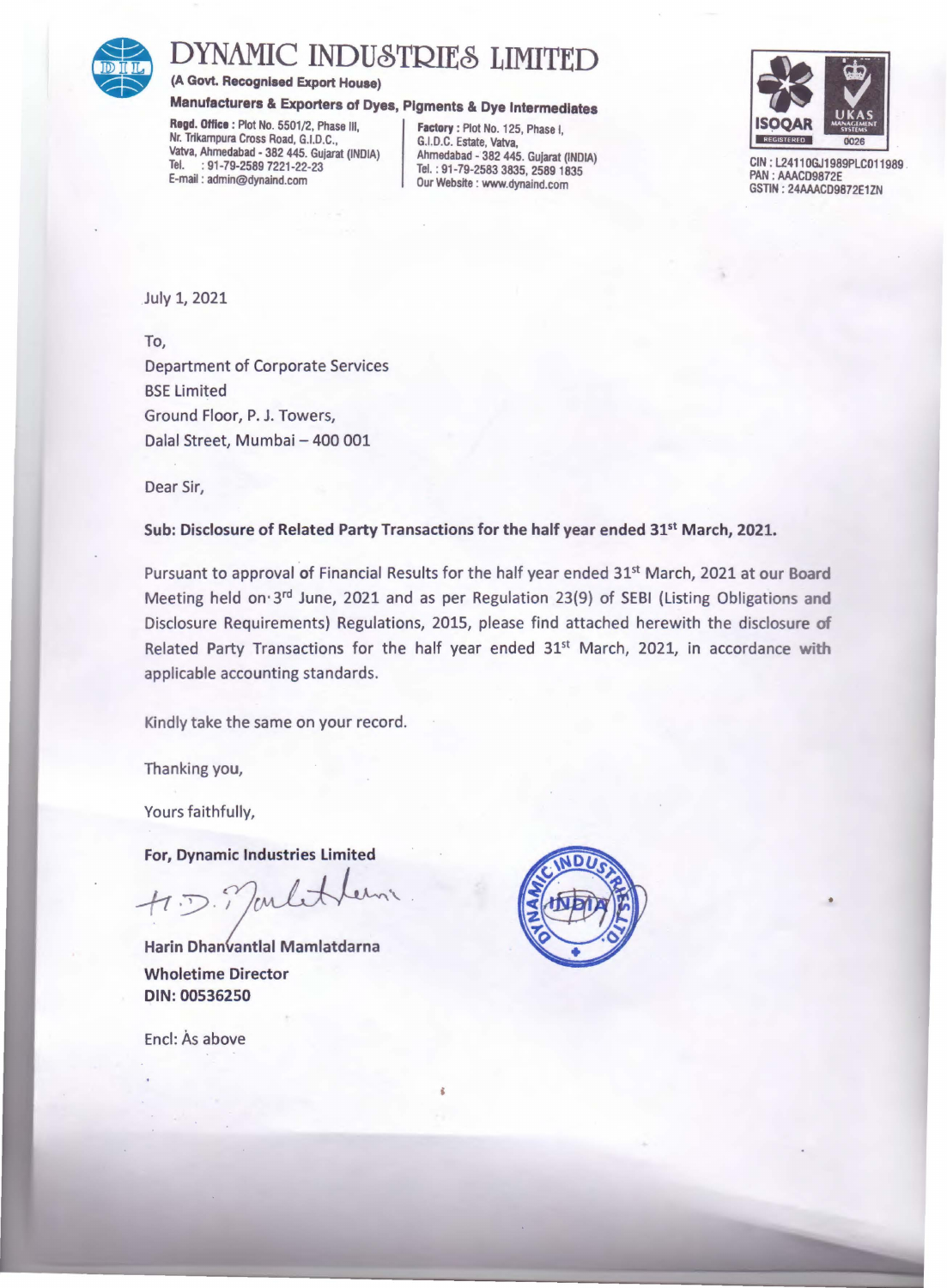# DYNAMIC INDUSTRIES LIMITED

**(A Govt. Recognised Export House)**

**Manufacturers & Exporters of Dyes, Pigments & Dye Intermediates**

**Regd. Office :** Plot No. 5501/2, Phase III,
Nr. Trikampura Cross Road, G.I.D.C.,
Vatva, Ahmedabad - 382 445. Gujarat (INDIA)
Tel. : 91-79-2589 7221-22-23
E-mail : admin@dynaind.com

**Factory :** Plot No. 125, Phase I,
G.I.D.C. Estate, Vatva,
Ahmedabad - 382 445. Gujarat (INDIA)
Tel. : 91-79-2583 3835, 2589 1835
Our Website : www.dynaind.com

CIN : L24110GJ1989PLC011989
PAN : AAACD9872E
GSTIN : 24AAACD9872E1ZN

July 1, 2021

To,
Department of Corporate Services
BSE Limited
Ground Floor, P. J. Towers,
Dalal Street, Mumbai – 400 001

Dear Sir,

**Sub: Disclosure of Related Party Transactions for the half year ended 31st March, 2021.**

Pursuant to approval of Financial Results for the half year ended 31st March, 2021 at our Board Meeting held on 3rd June, 2021 and as per Regulation 23(9) of SEBI (Listing Obligations and Disclosure Requirements) Regulations, 2015, please find attached herewith the disclosure of Related Party Transactions for the half year ended 31st March, 2021, in accordance with applicable accounting standards.

Kindly take the same on your record.

Thanking you,

Yours faithfully,

**For, Dynamic Industries Limited**

**Harin Dhanvantlal Mamlatdarna**
**Wholetime Director**
**DIN: 00536250**

Encl: As above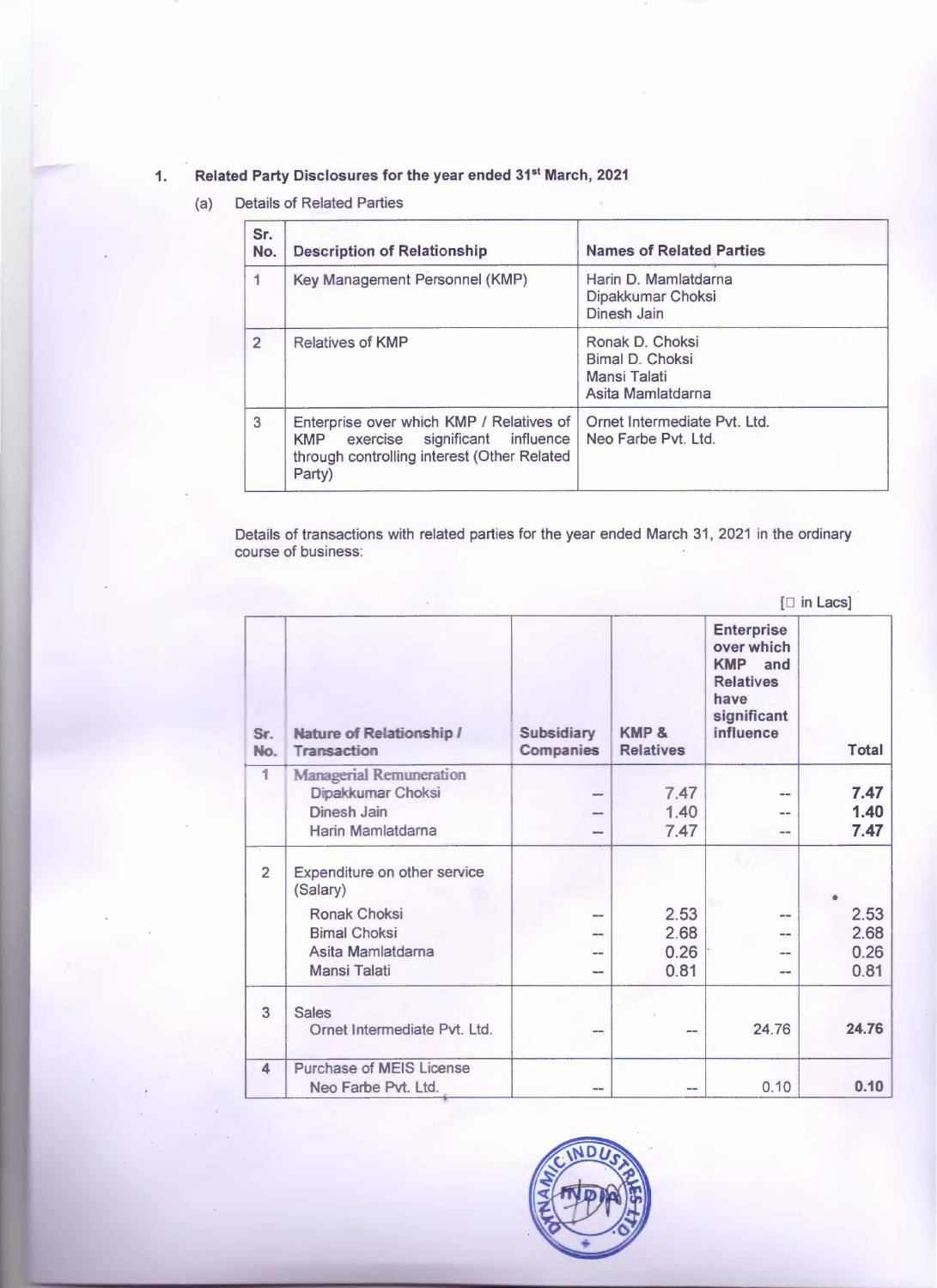1. **Related Party Disclosures for the year ended 31st March, 2021**

   (a) Details of Related Parties

| Sr. No. | Description of Relationship | Names of Related Parties |
|---|---|---|
| 1 | Key Management Personnel (KMP) | Harin D. Mamlatdarna<br>Dipakkumar Choksi<br>Dinesh Jain |
| 2 | Relatives of KMP | Ronak D. Choksi<br>Bimal D. Choksi<br>Mansi Talati<br>Asita Mamlatdarna |
| 3 | Enterprise over which KMP / Relatives of KMP exercise significant influence through controlling interest (Other Related Party) | Ornet Intermediate Pvt. Ltd.<br>Neo Farbe Pvt. Ltd. |

Details of transactions with related parties for the year ended March 31, 2021 in the ordinary course of business:

[□ in Lacs]

| Sr. No. | Nature of Relationship / Transaction | Subsidiary Companies | KMP & Relatives | Enterprise over which KMP and Relatives have significant influence | Total |
|---|---|---|---|---|---|
| 1 | Managerial Remuneration | | | | |
| | Dipakkumar Choksi | -- | 7.47 | -- | **7.47** |
| | Dinesh Jain | -- | 1.40 | -- | **1.40** |
| | Harin Mamlatdarna | -- | 7.47 | -- | **7.47** |
| 2 | Expenditure on other service (Salary) | | | | |
| | Ronak Choksi | -- | 2.53 | -- | 2.53 |
| | Bimal Choksi | -- | 2.68 | -- | 2.68 |
| | Asita Mamlatdarna | -- | 0.26 | -- | 0.26 |
| | Mansi Talati | -- | 0.81 | -- | 0.81 |
| 3 | Sales | | | | |
| | Ornet Intermediate Pvt. Ltd. | -- | -- | 24.76 | **24.76** |
| 4 | Purchase of MEIS License | | | | |
| | Neo Farbe Pvt. Ltd. | -- | -- | 0.10 | **0.10** |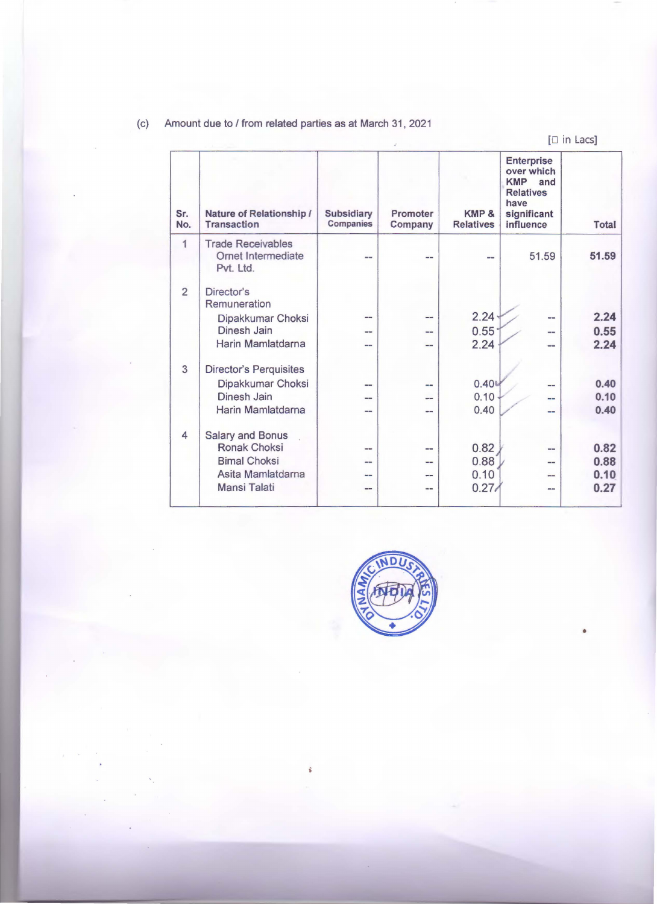(c) Amount due to / from related parties as at March 31, 2021

[□ in Lacs]

| Sr. No. | Nature of Relationship / Transaction | Subsidiary Companies | Promoter Company | KMP & Relatives | Enterprise over which KMP and Relatives have significant influence | Total |
|---|---|---|---|---|---|---|
| 1 | Trade Receivables | | | | | |
| | Ornet Intermediate Pvt. Ltd. | -- | -- | -- | 51.59 | **51.59** |
| 2 | Director's Remuneration | | | | | |
| | Dipakkumar Choksi | -- | -- | 2.24 | -- | **2.24** |
| | Dinesh Jain | -- | -- | 0.55 | -- | **0.55** |
| | Harin Mamlatdarna | -- | -- | 2.24 | -- | **2.24** |
| 3 | Director's Perquisites | | | | | |
| | Dipakkumar Choksi | -- | -- | 0.40 | -- | **0.40** |
| | Dinesh Jain | -- | -- | 0.10 | -- | **0.10** |
| | Harin Mamlatdarna | -- | -- | 0.40 | -- | **0.40** |
| 4 | Salary and Bonus | | | | | |
| | Ronak Choksi | -- | -- | 0.82 | -- | **0.82** |
| | Bimal Choksi | -- | -- | 0.88 | -- | **0.88** |
| | Asita Mamlatdarna | -- | -- | 0.10 | -- | **0.10** |
| | Mansi Talati | -- | -- | 0.27 | -- | **0.27** |